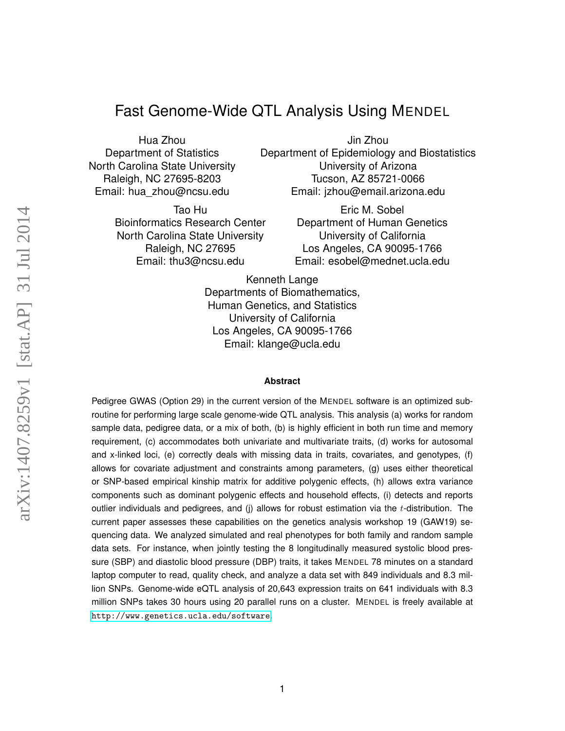# Fast Genome-Wide QTL Analysis Using MENDEL

Hua Zhou
Department of Statistics
North Carolina State University
Raleigh, NC 27695-8203
Email: hua_zhou@ncsu.edu

Jin Zhou
Department of Epidemiology and Biostatistics
University of Arizona
Tucson, AZ 85721-0066
Email: jzhou@email.arizona.edu

Tao Hu
Bioinformatics Research Center
North Carolina State University
Raleigh, NC 27695
Email: thu3@ncsu.edu

Eric M. Sobel
Department of Human Genetics
University of California
Los Angeles, CA 90095-1766
Email: esobel@mednet.ucla.edu

Kenneth Lange
Departments of Biomathematics,
Human Genetics, and Statistics
University of California
Los Angeles, CA 90095-1766
Email: klange@ucla.edu

### Abstract

Pedigree GWAS (Option 29) in the current version of the MENDEL software is an optimized subroutine for performing large scale genome-wide QTL analysis. This analysis (a) works for random sample data, pedigree data, or a mix of both, (b) is highly efficient in both run time and memory requirement, (c) accommodates both univariate and multivariate traits, (d) works for autosomal and x-linked loci, (e) correctly deals with missing data in traits, covariates, and genotypes, (f) allows for covariate adjustment and constraints among parameters, (g) uses either theoretical or SNP-based empirical kinship matrix for additive polygenic effects, (h) allows extra variance components such as dominant polygenic effects and household effects, (i) detects and reports outlier individuals and pedigrees, and (j) allows for robust estimation via the $t$-distribution. The current paper assesses these capabilities on the genetics analysis workshop 19 (GAW19) sequencing data. We analyzed simulated and real phenotypes for both family and random sample data sets. For instance, when jointly testing the 8 longitudinally measured systolic blood pressure (SBP) and diastolic blood pressure (DBP) traits, it takes MENDEL 78 minutes on a standard laptop computer to read, quality check, and analyze a data set with 849 individuals and 8.3 million SNPs. Genome-wide eQTL analysis of 20,643 expression traits on 641 individuals with 8.3 million SNPs takes 30 hours using 20 parallel runs on a cluster. MENDEL is freely available at http://www.genetics.ucla.edu/software.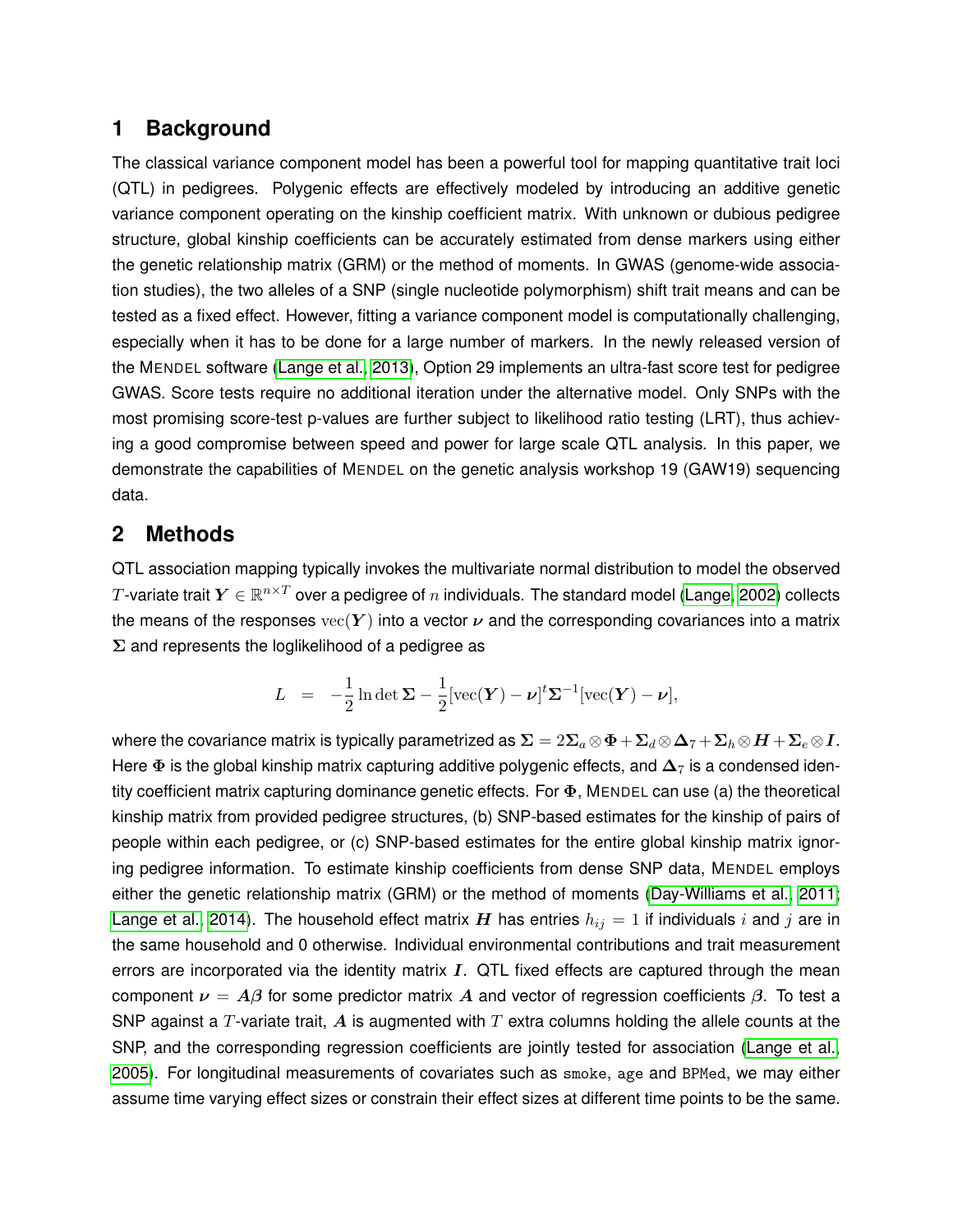## 1 Background

The classical variance component model has been a powerful tool for mapping quantitative trait loci (QTL) in pedigrees. Polygenic effects are effectively modeled by introducing an additive genetic variance component operating on the kinship coefficient matrix. With unknown or dubious pedigree structure, global kinship coefficients can be accurately estimated from dense markers using either the genetic relationship matrix (GRM) or the method of moments. In GWAS (genome-wide association studies), the two alleles of a SNP (single nucleotide polymorphism) shift trait means and can be tested as a fixed effect. However, fitting a variance component model is computationally challenging, especially when it has to be done for a large number of markers. In the newly released version of the MENDEL software (Lange et al., 2013), Option 29 implements an ultra-fast score test for pedigree GWAS. Score tests require no additional iteration under the alternative model. Only SNPs with the most promising score-test p-values are further subject to likelihood ratio testing (LRT), thus achieving a good compromise between speed and power for large scale QTL analysis. In this paper, we demonstrate the capabilities of MENDEL on the genetic analysis workshop 19 (GAW19) sequencing data.

## 2 Methods

QTL association mapping typically invokes the multivariate normal distribution to model the observed $T$-variate trait $\boldsymbol{Y} \in \mathbb{R}^{n \times T}$ over a pedigree of $n$ individuals. The standard model (Lange, 2002) collects the means of the responses $\text{vec}(\boldsymbol{Y})$ into a vector $\boldsymbol{\nu}$ and the corresponding covariances into a matrix $\boldsymbol{\Sigma}$ and represents the loglikelihood of a pedigree as

$$L = -\frac{1}{2} \ln \det \boldsymbol{\Sigma} - \frac{1}{2} [\text{vec}(\boldsymbol{Y}) - \boldsymbol{\nu}]^t \boldsymbol{\Sigma}^{-1} [\text{vec}(\boldsymbol{Y}) - \boldsymbol{\nu}],$$

where the covariance matrix is typically parametrized as $\boldsymbol{\Sigma} = 2\boldsymbol{\Sigma}_a \otimes \boldsymbol{\Phi} + \boldsymbol{\Sigma}_d \otimes \boldsymbol{\Delta}_7 + \boldsymbol{\Sigma}_h \otimes \boldsymbol{H} + \boldsymbol{\Sigma}_e \otimes \boldsymbol{I}$. Here $\boldsymbol{\Phi}$ is the global kinship matrix capturing additive polygenic effects, and $\boldsymbol{\Delta}_7$ is a condensed identity coefficient matrix capturing dominance genetic effects. For $\boldsymbol{\Phi}$, MENDEL can use (a) the theoretical kinship matrix from provided pedigree structures, (b) SNP-based estimates for the kinship of pairs of people within each pedigree, or (c) SNP-based estimates for the entire global kinship matrix ignoring pedigree information. To estimate kinship coefficients from dense SNP data, MENDEL employs either the genetic relationship matrix (GRM) or the method of moments (Day-Williams et al., 2011; Lange et al., 2014). The household effect matrix $\boldsymbol{H}$ has entries $h_{ij} = 1$ if individuals $i$ and $j$ are in the same household and 0 otherwise. Individual environmental contributions and trait measurement errors are incorporated via the identity matrix $\boldsymbol{I}$. QTL fixed effects are captured through the mean component $\boldsymbol{\nu} = \boldsymbol{A}\boldsymbol{\beta}$ for some predictor matrix $\boldsymbol{A}$ and vector of regression coefficients $\beta$. To test a SNP against a $T$-variate trait, $\boldsymbol{A}$ is augmented with $T$ extra columns holding the allele counts at the SNP, and the corresponding regression coefficients are jointly tested for association (Lange et al., 2005). For longitudinal measurements of covariates such as `smoke`, `age` and `BPMed`, we may either assume time varying effect sizes or constrain their effect sizes at different time points to be the same.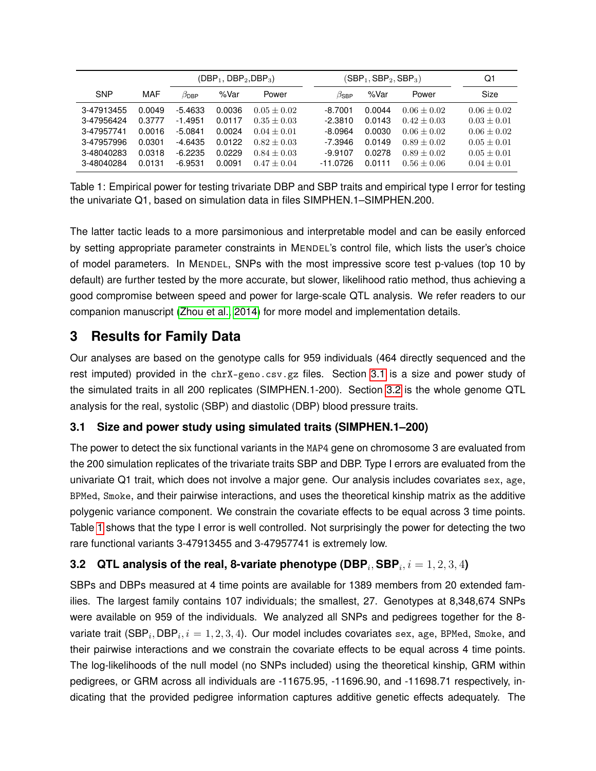| SNP | MAF | (DBP$_1$, DBP$_2$,DBP$_3$) | | | (SBP$_1$, SBP$_2$, SBP$_3$) | | | Q1 |
|---|---|---|---|---|---|---|---|---|
| | | $\beta_{\text{DBP}}$ | %Var | Power | $\beta_{\text{SBP}}$ | %Var | Power | Size |
| 3-47913455 | 0.0049 | -5.4633 | 0.0036 | $0.05 \pm 0.02$ | -8.7001 | 0.0044 | $0.06 \pm 0.02$ | $0.06 \pm 0.02$ |
| 3-47956424 | 0.3777 | -1.4951 | 0.0117 | $0.35 \pm 0.03$ | -2.3810 | 0.0143 | $0.42 \pm 0.03$ | $0.03 \pm 0.01$ |
| 3-47957741 | 0.0016 | -5.0841 | 0.0024 | $0.04 \pm 0.01$ | -8.0964 | 0.0030 | $0.06 \pm 0.02$ | $0.06 \pm 0.02$ |
| 3-47957996 | 0.0301 | -4.6435 | 0.0122 | $0.82 \pm 0.03$ | -7.3946 | 0.0149 | $0.89 \pm 0.02$ | $0.05 \pm 0.01$ |
| 3-48040283 | 0.0318 | -6.2235 | 0.0229 | $0.84 \pm 0.03$ | -9.9107 | 0.0278 | $0.89 \pm 0.02$ | $0.05 \pm 0.01$ |
| 3-48040284 | 0.0131 | -6.9531 | 0.0091 | $0.47 \pm 0.04$ | -11.0726 | 0.0111 | $0.56 \pm 0.06$ | $0.04 \pm 0.01$ |

Table 1: Empirical power for testing trivariate DBP and SBP traits and empirical type I error for testing the univariate Q1, based on simulation data in files SIMPHEN.1–SIMPHEN.200.

The latter tactic leads to a more parsimonious and interpretable model and can be easily enforced by setting appropriate parameter constraints in MENDEL's control file, which lists the user's choice of model parameters. In MENDEL, SNPs with the most impressive score test p-values (top 10 by default) are further tested by the more accurate, but slower, likelihood ratio method, thus achieving a good compromise between speed and power for large-scale QTL analysis. We refer readers to our companion manuscript (Zhou et al., 2014) for more model and implementation details.

# 3 Results for Family Data

Our analyses are based on the genotype calls for 959 individuals (464 directly sequenced and the rest imputed) provided in the `chrX-geno.csv.gz` files. Section 3.1 is a size and power study of the simulated traits in all 200 replicates (SIMPHEN.1-200). Section 3.2 is the whole genome QTL analysis for the real, systolic (SBP) and diastolic (DBP) blood pressure traits.

## 3.1 Size and power study using simulated traits (SIMPHEN.1–200)

The power to detect the six functional variants in the `MAP4` gene on chromosome 3 are evaluated from the 200 simulation replicates of the trivariate traits SBP and DBP. Type I errors are evaluated from the univariate Q1 trait, which does not involve a major gene. Our analysis includes covariates `sex`, `age`, `BPMed`, `Smoke`, and their pairwise interactions, and uses the theoretical kinship matrix as the additive polygenic variance component. We constrain the covariate effects to be equal across 3 time points. Table 1 shows that the type I error is well controlled. Not surprisingly the power for detecting the two rare functional variants 3-47913455 and 3-47957741 is extremely low.

## 3.2 QTL analysis of the real, 8-variate phenotype (DBP$_i$, SBP$_i$, $i = 1, 2, 3, 4$)

SBPs and DBPs measured at 4 time points are available for 1389 members from 20 extended families. The largest family contains 107 individuals; the smallest, 27. Genotypes at 8,348,674 SNPs were available on 959 of the individuals. We analyzed all SNPs and pedigrees together for the 8-variate trait (SBP$_i$, DBP$_i$, $i = 1, 2, 3, 4$). Our model includes covariates `sex`, `age`, `BPMed`, `Smoke`, and their pairwise interactions and we constrain the covariate effects to be equal across 4 time points. The log-likelihoods of the null model (no SNPs included) using the theoretical kinship, GRM within pedigrees, or GRM across all individuals are -11675.95, -11696.90, and -11698.71 respectively, indicating that the provided pedigree information captures additive genetic effects adequately. The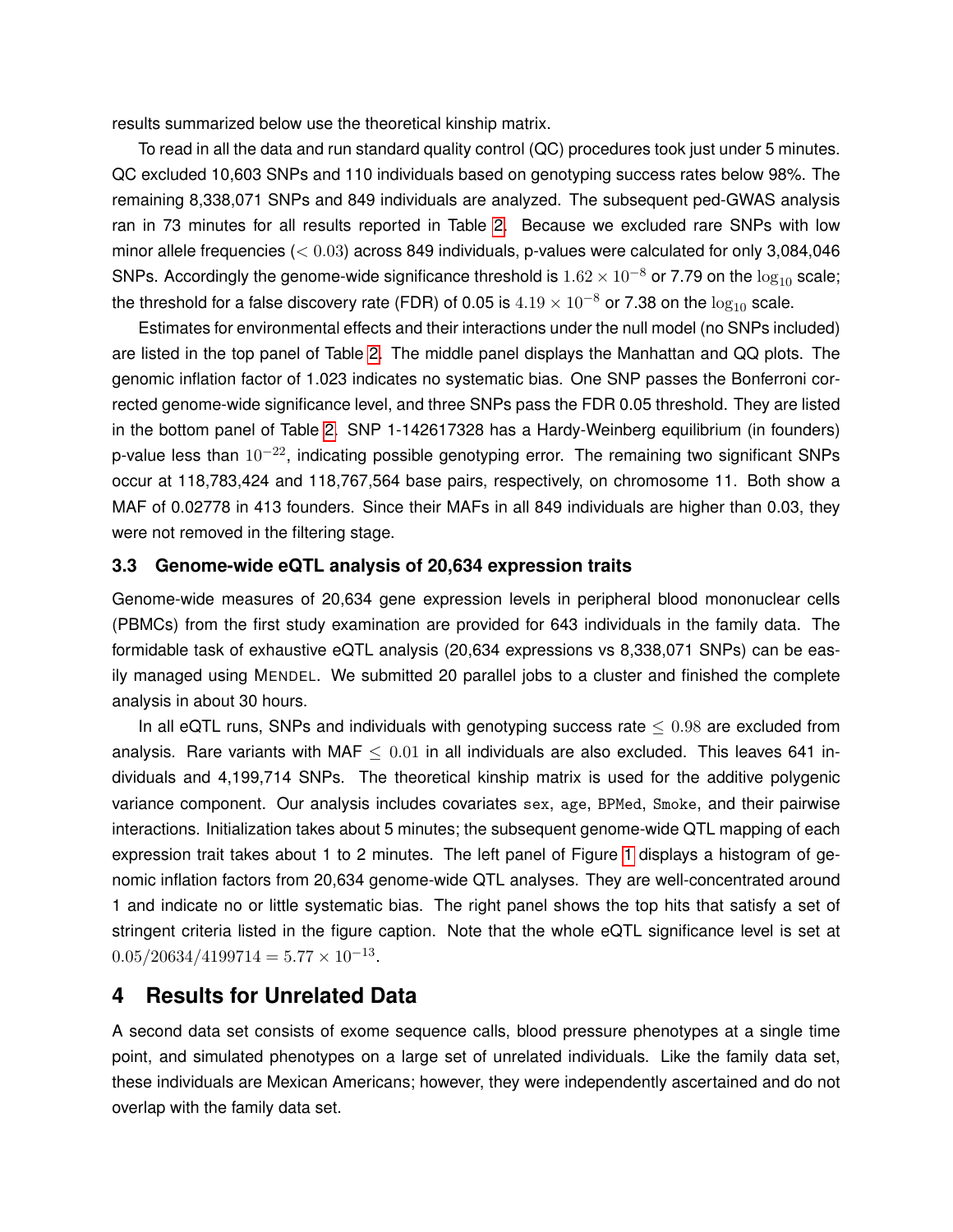results summarized below use the theoretical kinship matrix.

To read in all the data and run standard quality control (QC) procedures took just under 5 minutes. QC excluded 10,603 SNPs and 110 individuals based on genotyping success rates below 98%. The remaining 8,338,071 SNPs and 849 individuals are analyzed. The subsequent ped-GWAS analysis ran in 73 minutes for all results reported in Table 2. Because we excluded rare SNPs with low minor allele frequencies ($< 0.03$) across 849 individuals, p-values were calculated for only 3,084,046 SNPs. Accordingly the genome-wide significance threshold is $1.62 \times 10^{-8}$ or 7.79 on the $\log_{10}$ scale; the threshold for a false discovery rate (FDR) of 0.05 is $4.19 \times 10^{-8}$ or 7.38 on the $\log_{10}$ scale.

Estimates for environmental effects and their interactions under the null model (no SNPs included) are listed in the top panel of Table 2. The middle panel displays the Manhattan and QQ plots. The genomic inflation factor of 1.023 indicates no systematic bias. One SNP passes the Bonferroni corrected genome-wide significance level, and three SNPs pass the FDR 0.05 threshold. They are listed in the bottom panel of Table 2. SNP 1-142617328 has a Hardy-Weinberg equilibrium (in founders) p-value less than $10^{-22}$, indicating possible genotyping error. The remaining two significant SNPs occur at 118,783,424 and 118,767,564 base pairs, respectively, on chromosome 11. Both show a MAF of 0.02778 in 413 founders. Since their MAFs in all 849 individuals are higher than 0.03, they were not removed in the filtering stage.

### 3.3 Genome-wide eQTL analysis of 20,634 expression traits

Genome-wide measures of 20,634 gene expression levels in peripheral blood mononuclear cells (PBMCs) from the first study examination are provided for 643 individuals in the family data. The formidable task of exhaustive eQTL analysis (20,634 expressions vs 8,338,071 SNPs) can be easily managed using MENDEL. We submitted 20 parallel jobs to a cluster and finished the complete analysis in about 30 hours.

In all eQTL runs, SNPs and individuals with genotyping success rate $\leq 0.98$ are excluded from analysis. Rare variants with MAF $\leq 0.01$ in all individuals are also excluded. This leaves 641 individuals and 4,199,714 SNPs. The theoretical kinship matrix is used for the additive polygenic variance component. Our analysis includes covariates `sex`, `age`, `BPMed`, `Smoke`, and their pairwise interactions. Initialization takes about 5 minutes; the subsequent genome-wide QTL mapping of each expression trait takes about 1 to 2 minutes. The left panel of Figure 1 displays a histogram of genomic inflation factors from 20,634 genome-wide QTL analyses. They are well-concentrated around 1 and indicate no or little systematic bias. The right panel shows the top hits that satisfy a set of stringent criteria listed in the figure caption. Note that the whole eQTL significance level is set at $0.05/20634/4199714 = 5.77 \times 10^{-13}$.

## 4 Results for Unrelated Data

A second data set consists of exome sequence calls, blood pressure phenotypes at a single time point, and simulated phenotypes on a large set of unrelated individuals. Like the family data set, these individuals are Mexican Americans; however, they were independently ascertained and do not overlap with the family data set.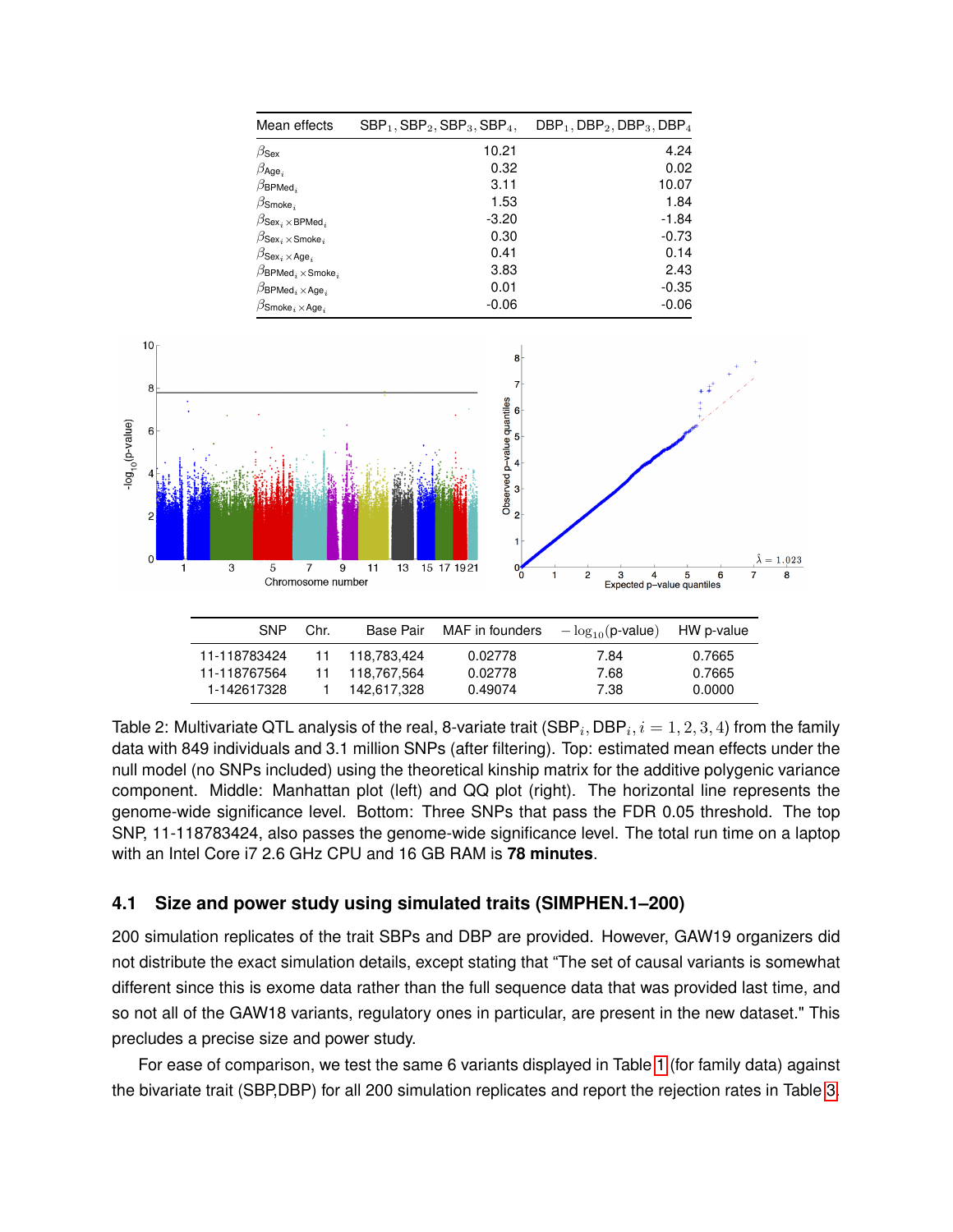| Mean effects | $\text{SBP}_1, \text{SBP}_2, \text{SBP}_3, \text{SBP}_4,$ | $\text{DBP}_1, \text{DBP}_2, \text{DBP}_3, \text{DBP}_4$ |
|---|---|---|
| $\beta_{\text{Sex}}$ | 10.21 | 4.24 |
| $\beta_{\text{Age}_i}$ | 0.32 | 0.02 |
| $\beta_{\text{BPMed}_i}$ | 3.11 | 10.07 |
| $\beta_{\text{Smoke}_i}$ | 1.53 | 1.84 |
| $\beta_{\text{Sex}_i \times \text{BPMed}_i}$ | -3.20 | -1.84 |
| $\beta_{\text{Sex}_i \times \text{Smoke}_i}$ | 0.30 | -0.73 |
| $\beta_{\text{Sex}_i \times \text{Age}_i}$ | 0.41 | 0.14 |
| $\beta_{\text{BPMed}_i \times \text{Smoke}_i}$ | 3.83 | 2.43 |
| $\beta_{\text{BPMed}_i \times \text{Age}_i}$ | 0.01 | -0.35 |
| $\beta_{\text{Smoke}_i \times \text{Age}_i}$ | -0.06 | -0.06 |

| SNP | Chr. | Base Pair | MAF in founders | $-\log_{10}$(p-value) | HW p-value |
|---|---|---|---|---|---|
| 11-118783424 | 11 | 118,783,424 | 0.02778 | 7.84 | 0.7665 |
| 11-118767564 | 11 | 118,767,564 | 0.02778 | 7.68 | 0.7665 |
| 1-142617328 | 1 | 142,617,328 | 0.49074 | 7.38 | 0.0000 |

Table 2: Multivariate QTL analysis of the real, 8-variate trait ($\text{SBP}_i, \text{DBP}_i, i = 1, 2, 3, 4$) from the family data with 849 individuals and 3.1 million SNPs (after filtering). Top: estimated mean effects under the null model (no SNPs included) using the theoretical kinship matrix for the additive polygenic variance component. Middle: Manhattan plot (left) and QQ plot (right). The horizontal line represents the genome-wide significance level. Bottom: Three SNPs that pass the FDR 0.05 threshold. The top SNP, 11-118783424, also passes the genome-wide significance level. The total run time on a laptop with an Intel Core i7 2.6 GHz CPU and 16 GB RAM is **78 minutes**.

## 4.1 Size and power study using simulated traits (SIMPHEN.1–200)

200 simulation replicates of the trait SBPs and DBP are provided. However, GAW19 organizers did not distribute the exact simulation details, except stating that "The set of causal variants is somewhat different since this is exome data rather than the full sequence data that was provided last time, and so not all of the GAW18 variants, regulatory ones in particular, are present in the new dataset." This precludes a precise size and power study.

For ease of comparison, we test the same 6 variants displayed in Table 1 (for family data) against the bivariate trait (SBP,DBP) for all 200 simulation replicates and report the rejection rates in Table 3.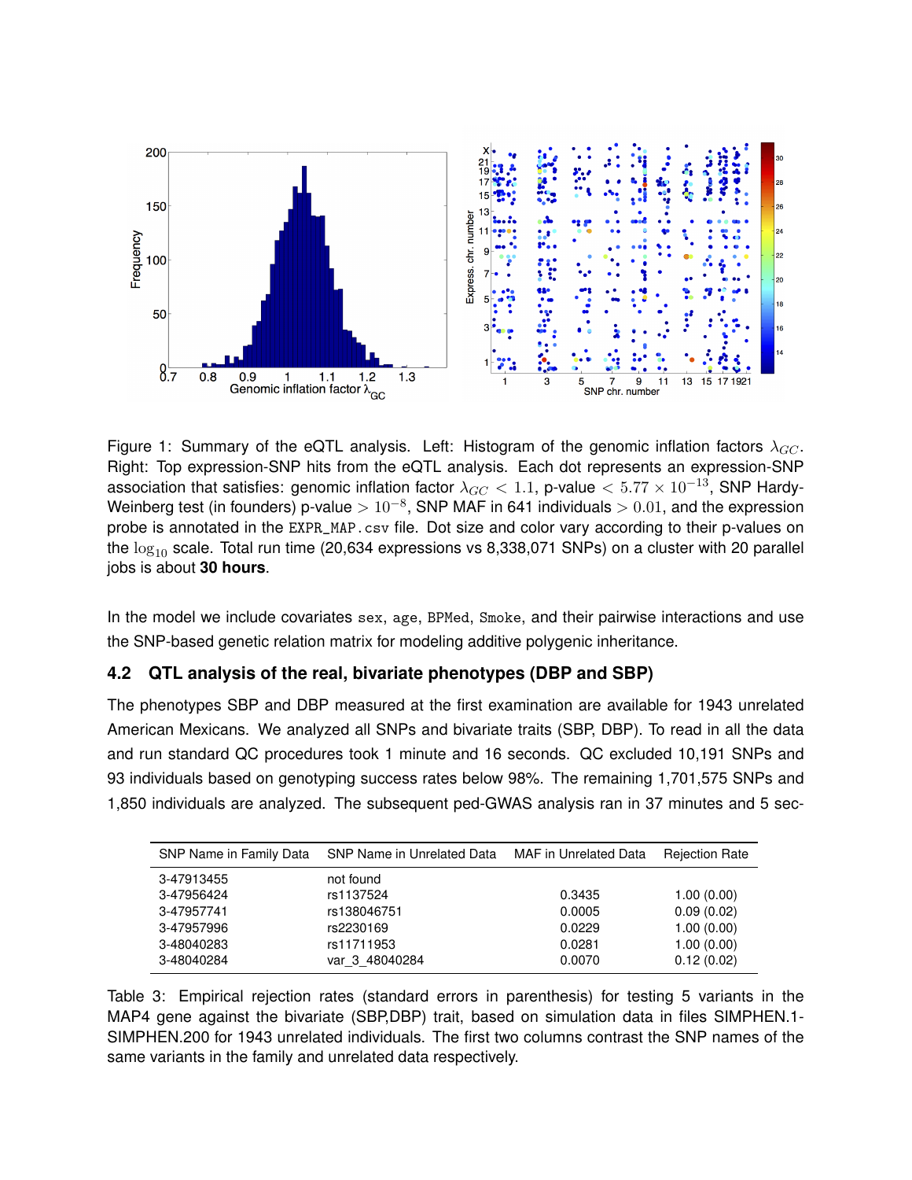Figure 1: Summary of the eQTL analysis. Left: Histogram of the genomic inflation factors $\lambda_{GC}$. Right: Top expression-SNP hits from the eQTL analysis. Each dot represents an expression-SNP association that satisfies: genomic inflation factor $\lambda_{GC} < 1.1$, p-value $< 5.77 \times 10^{-13}$, SNP Hardy-Weinberg test (in founders) p-value $> 10^{-8}$, SNP MAF in 641 individuals $> 0.01$, and the expression probe is annotated in the `EXPR_MAP.csv` file. Dot size and color vary according to their p-values on the $\log_{10}$ scale. Total run time (20,634 expressions vs 8,338,071 SNPs) on a cluster with 20 parallel jobs is about **30 hours**.

In the model we include covariates `sex`, `age`, `BPMed`, `Smoke`, and their pairwise interactions and use the SNP-based genetic relation matrix for modeling additive polygenic inheritance.

### 4.2 QTL analysis of the real, bivariate phenotypes (DBP and SBP)

The phenotypes SBP and DBP measured at the first examination are available for 1943 unrelated American Mexicans. We analyzed all SNPs and bivariate traits (SBP, DBP). To read in all the data and run standard QC procedures took 1 minute and 16 seconds. QC excluded 10,191 SNPs and 93 individuals based on genotyping success rates below 98%. The remaining 1,701,575 SNPs and 1,850 individuals are analyzed. The subsequent ped-GWAS analysis ran in 37 minutes and 5 sec-

| SNP Name in Family Data | SNP Name in Unrelated Data | MAF in Unrelated Data | Rejection Rate |
|---|---|---|---|
| 3-47913455 | not found | | |
| 3-47956424 | rs1137524 | 0.3435 | 1.00 (0.00) |
| 3-47957741 | rs138046751 | 0.0005 | 0.09 (0.02) |
| 3-47957996 | rs2230169 | 0.0229 | 1.00 (0.00) |
| 3-48040283 | rs11711953 | 0.0281 | 1.00 (0.00) |
| 3-48040284 | var_3_48040284 | 0.0070 | 0.12 (0.02) |

Table 3: Empirical rejection rates (standard errors in parenthesis) for testing 5 variants in the MAP4 gene against the bivariate (SBP,DBP) trait, based on simulation data in files SIMPHEN.1-SIMPHEN.200 for 1943 unrelated individuals. The first two columns contrast the SNP names of the same variants in the family and unrelated data respectively.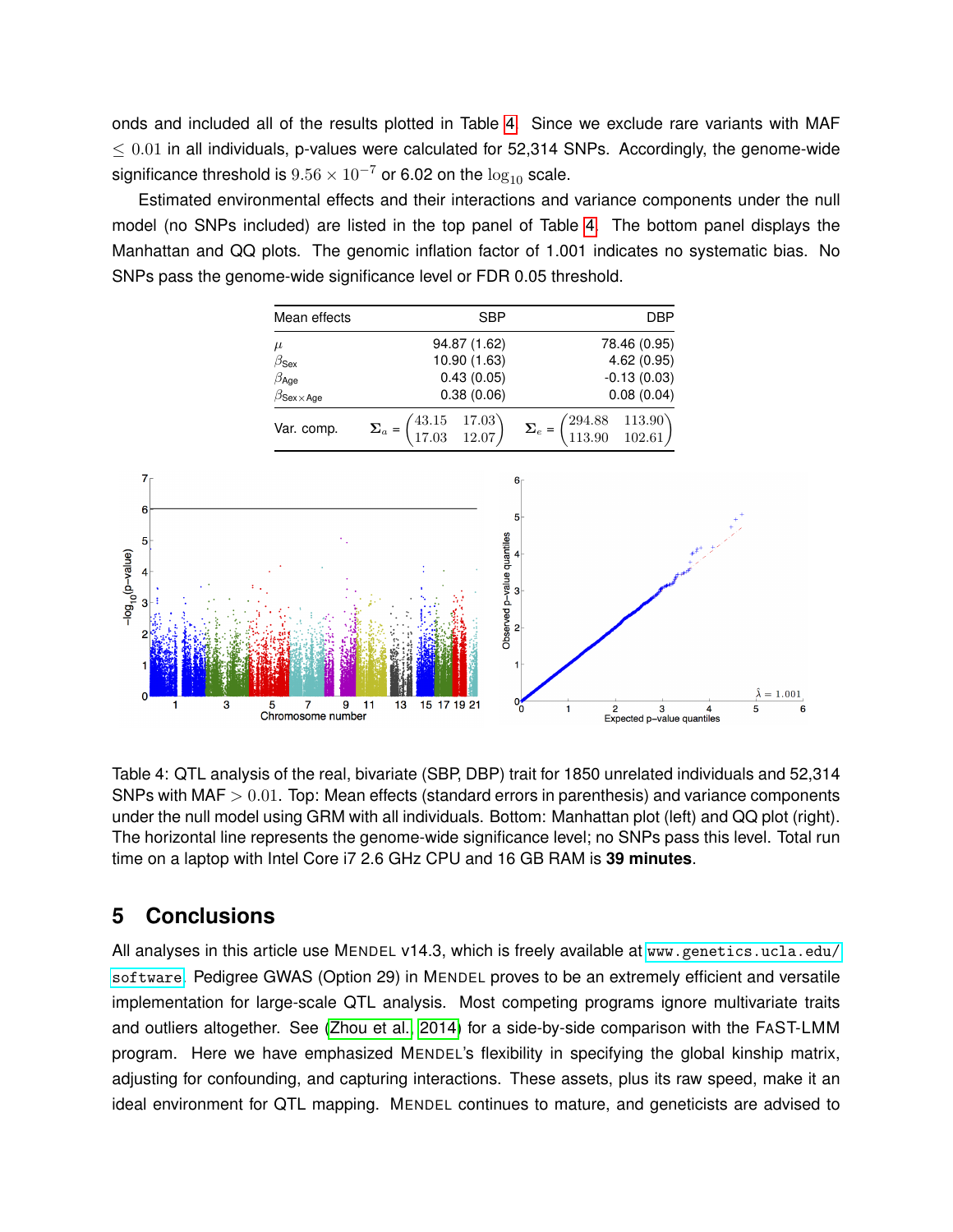onds and included all of the results plotted in Table 4. Since we exclude rare variants with MAF $\leq 0.01$ in all individuals, p-values were calculated for 52,314 SNPs. Accordingly, the genome-wide significance threshold is $9.56 \times 10^{-7}$ or 6.02 on the $\log_{10}$ scale.

Estimated environmental effects and their interactions and variance components under the null model (no SNPs included) are listed in the top panel of Table 4. The bottom panel displays the Manhattan and QQ plots. The genomic inflation factor of 1.001 indicates no systematic bias. No SNPs pass the genome-wide significance level or FDR 0.05 threshold.

| Mean effects | SBP | DBP |
|---|---|---|
| $\mu$ | 94.87 (1.62) | 78.46 (0.95) |
| $\beta_{\text{Sex}}$ | 10.90 (1.63) | 4.62 (0.95) |
| $\beta_{\text{Age}}$ | 0.43 (0.05) | -0.13 (0.03) |
| $\beta_{\text{Sex}\times\text{Age}}$ | 0.38 (0.06) | 0.08 (0.04) |
| Var. comp. | $\mathbf{\Sigma}_a = \begin{pmatrix} 43.15 & 17.03 \\ 17.03 & 12.07 \end{pmatrix}$ | $\mathbf{\Sigma}_e = \begin{pmatrix} 294.88 & 113.90 \\ 113.90 & 102.61 \end{pmatrix}$ |

Table 4: QTL analysis of the real, bivariate (SBP, DBP) trait for 1850 unrelated individuals and 52,314 SNPs with MAF $> 0.01$. Top: Mean effects (standard errors in parenthesis) and variance components under the null model using GRM with all individuals. Bottom: Manhattan plot (left) and QQ plot (right). The horizontal line represents the genome-wide significance level; no SNPs pass this level. Total run time on a laptop with Intel Core i7 2.6 GHz CPU and 16 GB RAM is **39 minutes**.

## 5 Conclusions

All analyses in this article use MENDEL v14.3, which is freely available at `www.genetics.ucla.edu/software`. Pedigree GWAS (Option 29) in MENDEL proves to be an extremely efficient and versatile implementation for large-scale QTL analysis. Most competing programs ignore multivariate traits and outliers altogether. See (Zhou et al., 2014) for a side-by-side comparison with the FAST-LMM program. Here we have emphasized MENDEL's flexibility in specifying the global kinship matrix, adjusting for confounding, and capturing interactions. These assets, plus its raw speed, make it an ideal environment for QTL mapping. MENDEL continues to mature, and geneticists are advised to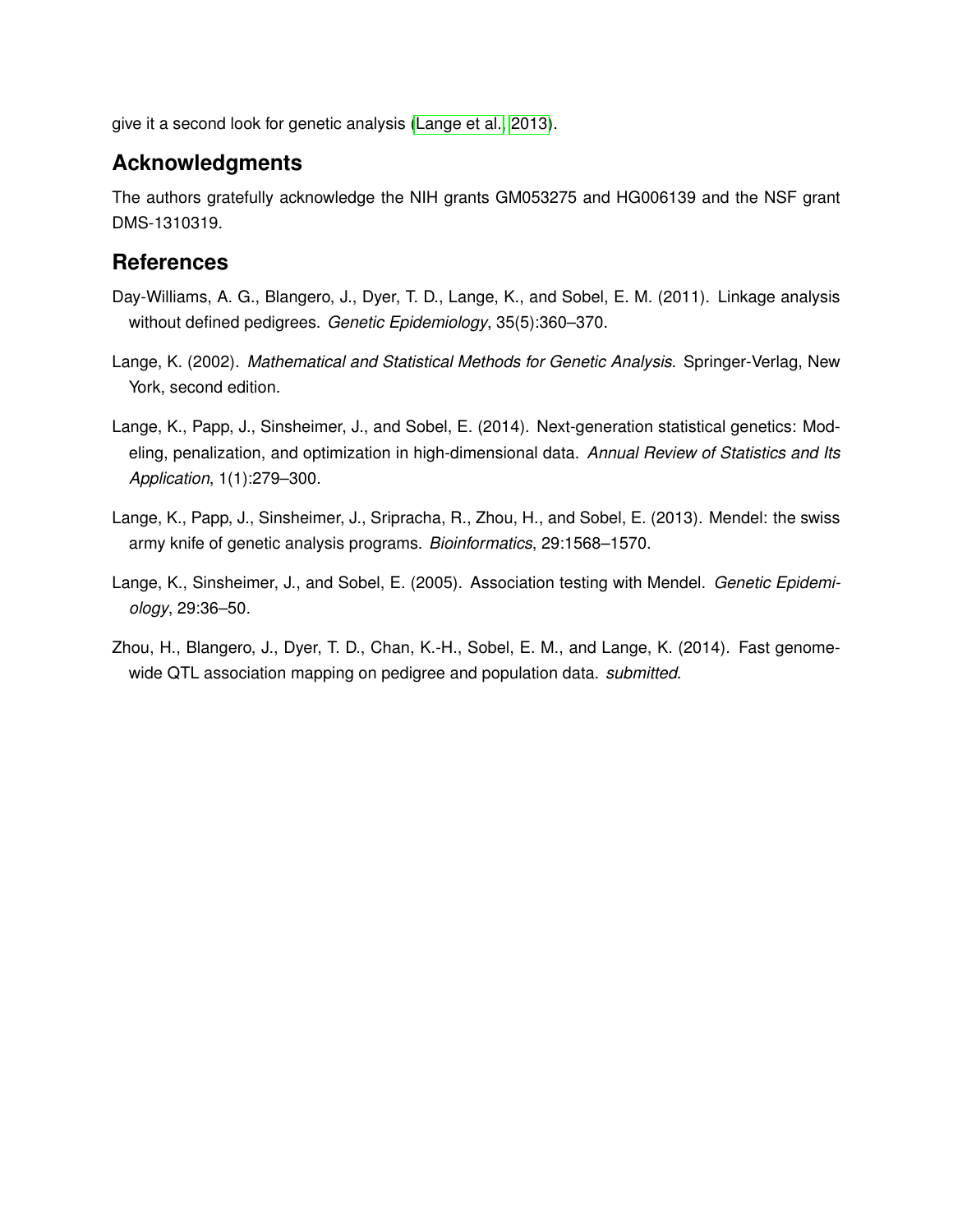give it a second look for genetic analysis (Lange et al., 2013).

## Acknowledgments

The authors gratefully acknowledge the NIH grants GM053275 and HG006139 and the NSF grant DMS-1310319.

## References

Day-Williams, A. G., Blangero, J., Dyer, T. D., Lange, K., and Sobel, E. M. (2011). Linkage analysis without defined pedigrees. *Genetic Epidemiology*, 35(5):360–370.

Lange, K. (2002). *Mathematical and Statistical Methods for Genetic Analysis*. Springer-Verlag, New York, second edition.

Lange, K., Papp, J., Sinsheimer, J., and Sobel, E. (2014). Next-generation statistical genetics: Modeling, penalization, and optimization in high-dimensional data. *Annual Review of Statistics and Its Application*, 1(1):279–300.

Lange, K., Papp, J., Sinsheimer, J., Sripracha, R., Zhou, H., and Sobel, E. (2013). Mendel: the swiss army knife of genetic analysis programs. *Bioinformatics*, 29:1568–1570.

Lange, K., Sinsheimer, J., and Sobel, E. (2005). Association testing with Mendel. *Genetic Epidemiology*, 29:36–50.

Zhou, H., Blangero, J., Dyer, T. D., Chan, K.-H., Sobel, E. M., and Lange, K. (2014). Fast genome-wide QTL association mapping on pedigree and population data. *submitted*.